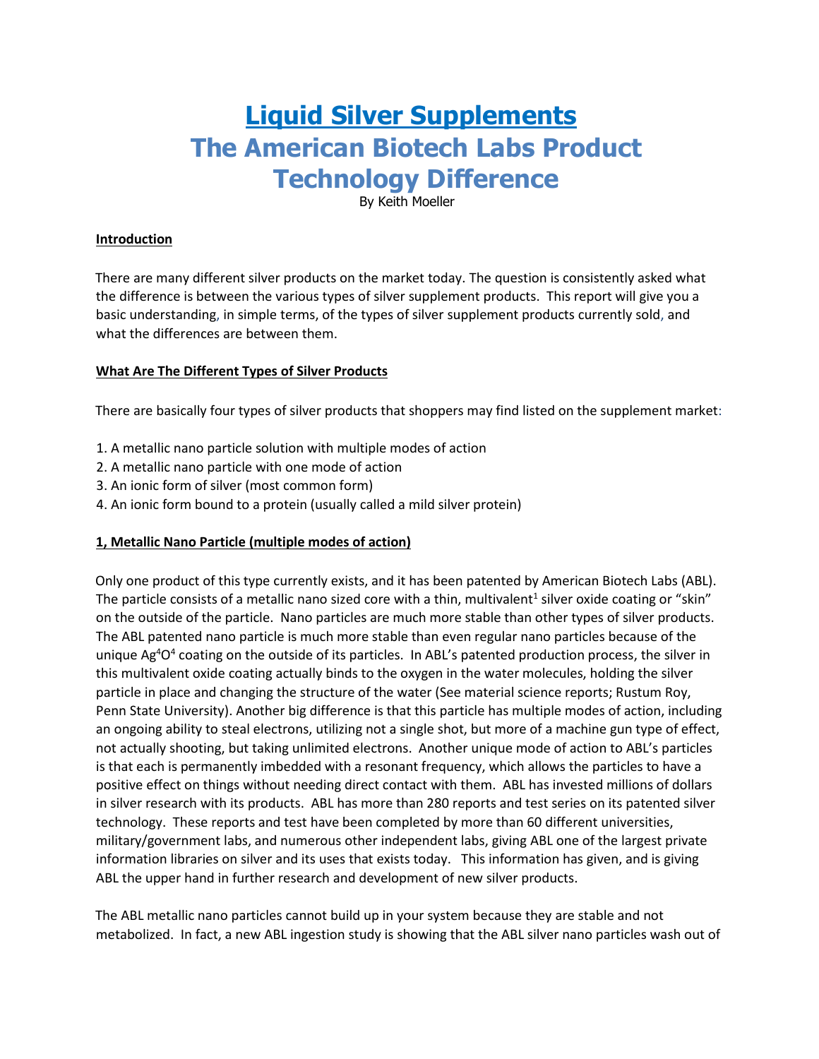# Liquid Silver Supplements

# The American Biotech Labs Product Technology Difference

By Keith Moeller

## Introduction

There are many different silver products on the market today. The question is consistently asked what the difference is between the various types of silver supplement products. This report will give you a basic understanding, in simple terms, of the types of silver supplement products currently sold, and what the differences are between them.

## What Are The Different Types of Silver Products

There are basically four types of silver products that shoppers may find listed on the supplement market:

1. A metallic nano particle solution with multiple modes of action
2. A metallic nano particle with one mode of action
3. An ionic form of silver (most common form)
4. An ionic form bound to a protein (usually called a mild silver protein)

## 1, Metallic Nano Particle (multiple modes of action)

Only one product of this type currently exists, and it has been patented by American Biotech Labs (ABL). The particle consists of a metallic nano sized core with a thin, multivalent[1] silver oxide coating or "skin" on the outside of the particle. Nano particles are much more stable than other types of silver products. The ABL patented nano particle is much more stable than even regular nano particles because of the unique $Ag^4O^4$ coating on the outside of its particles. In ABL's patented production process, the silver in this multivalent oxide coating actually binds to the oxygen in the water molecules, holding the silver particle in place and changing the structure of the water (See material science reports; Rustum Roy, Penn State University). Another big difference is that this particle has multiple modes of action, including an ongoing ability to steal electrons, utilizing not a single shot, but more of a machine gun type of effect, not actually shooting, but taking unlimited electrons. Another unique mode of action to ABL's particles is that each is permanently imbedded with a resonant frequency, which allows the particles to have a positive effect on things without needing direct contact with them. ABL has invested millions of dollars in silver research with its products. ABL has more than 280 reports and test series on its patented silver technology. These reports and test have been completed by more than 60 different universities, military/government labs, and numerous other independent labs, giving ABL one of the largest private information libraries on silver and its uses that exists today. This information has given, and is giving ABL the upper hand in further research and development of new silver products.

The ABL metallic nano particles cannot build up in your system because they are stable and not metabolized. In fact, a new ABL ingestion study is showing that the ABL silver nano particles wash out of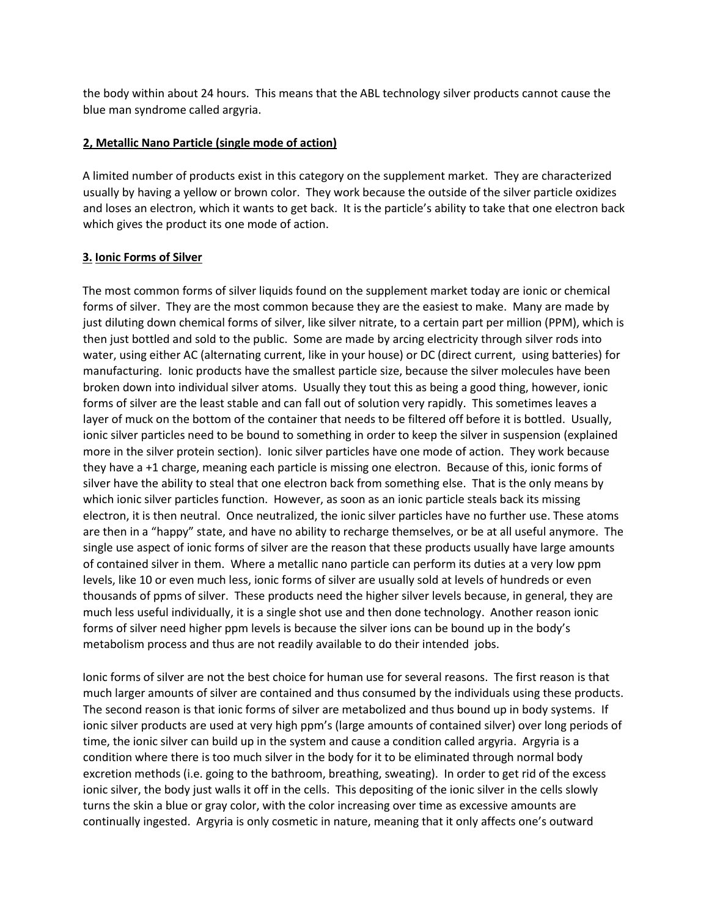the body within about 24 hours. This means that the ABL technology silver products cannot cause the blue man syndrome called argyria.

## 2, Metallic Nano Particle (single mode of action)

A limited number of products exist in this category on the supplement market. They are characterized usually by having a yellow or brown color. They work because the outside of the silver particle oxidizes and loses an electron, which it wants to get back. It is the particle's ability to take that one electron back which gives the product its one mode of action.

## 3. Ionic Forms of Silver

The most common forms of silver liquids found on the supplement market today are ionic or chemical forms of silver. They are the most common because they are the easiest to make. Many are made by just diluting down chemical forms of silver, like silver nitrate, to a certain part per million (PPM), which is then just bottled and sold to the public. Some are made by arcing electricity through silver rods into water, using either AC (alternating current, like in your house) or DC (direct current, using batteries) for manufacturing. Ionic products have the smallest particle size, because the silver molecules have been broken down into individual silver atoms. Usually they tout this as being a good thing, however, ionic forms of silver are the least stable and can fall out of solution very rapidly. This sometimes leaves a layer of muck on the bottom of the container that needs to be filtered off before it is bottled. Usually, ionic silver particles need to be bound to something in order to keep the silver in suspension (explained more in the silver protein section). Ionic silver particles have one mode of action. They work because they have a +1 charge, meaning each particle is missing one electron. Because of this, ionic forms of silver have the ability to steal that one electron back from something else. That is the only means by which ionic silver particles function. However, as soon as an ionic particle steals back its missing electron, it is then neutral. Once neutralized, the ionic silver particles have no further use. These atoms are then in a "happy" state, and have no ability to recharge themselves, or be at all useful anymore. The single use aspect of ionic forms of silver are the reason that these products usually have large amounts of contained silver in them. Where a metallic nano particle can perform its duties at a very low ppm levels, like 10 or even much less, ionic forms of silver are usually sold at levels of hundreds or even thousands of ppms of silver. These products need the higher silver levels because, in general, they are much less useful individually, it is a single shot use and then done technology. Another reason ionic forms of silver need higher ppm levels is because the silver ions can be bound up in the body's metabolism process and thus are not readily available to do their intended jobs.

Ionic forms of silver are not the best choice for human use for several reasons. The first reason is that much larger amounts of silver are contained and thus consumed by the individuals using these products. The second reason is that ionic forms of silver are metabolized and thus bound up in body systems. If ionic silver products are used at very high ppm's (large amounts of contained silver) over long periods of time, the ionic silver can build up in the system and cause a condition called argyria. Argyria is a condition where there is too much silver in the body for it to be eliminated through normal body excretion methods (i.e. going to the bathroom, breathing, sweating). In order to get rid of the excess ionic silver, the body just walls it off in the cells. This depositing of the ionic silver in the cells slowly turns the skin a blue or gray color, with the color increasing over time as excessive amounts are continually ingested. Argyria is only cosmetic in nature, meaning that it only affects one's outward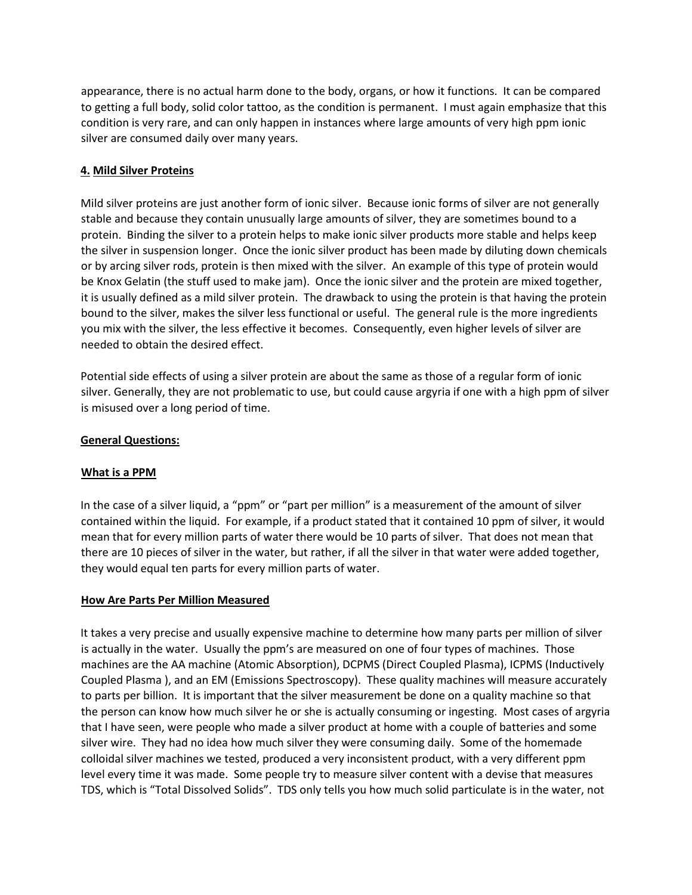appearance, there is no actual harm done to the body, organs, or how it functions. It can be compared to getting a full body, solid color tattoo, as the condition is permanent. I must again emphasize that this condition is very rare, and can only happen in instances where large amounts of very high ppm ionic silver are consumed daily over many years.

### 4. Mild Silver Proteins

Mild silver proteins are just another form of ionic silver. Because ionic forms of silver are not generally stable and because they contain unusually large amounts of silver, they are sometimes bound to a protein. Binding the silver to a protein helps to make ionic silver products more stable and helps keep the silver in suspension longer. Once the ionic silver product has been made by diluting down chemicals or by arcing silver rods, protein is then mixed with the silver. An example of this type of protein would be Knox Gelatin (the stuff used to make jam). Once the ionic silver and the protein are mixed together, it is usually defined as a mild silver protein. The drawback to using the protein is that having the protein bound to the silver, makes the silver less functional or useful. The general rule is the more ingredients you mix with the silver, the less effective it becomes. Consequently, even higher levels of silver are needed to obtain the desired effect.

Potential side effects of using a silver protein are about the same as those of a regular form of ionic silver. Generally, they are not problematic to use, but could cause argyria if one with a high ppm of silver is misused over a long period of time.

## General Questions:

### What is a PPM

In the case of a silver liquid, a "ppm" or "part per million" is a measurement of the amount of silver contained within the liquid. For example, if a product stated that it contained 10 ppm of silver, it would mean that for every million parts of water there would be 10 parts of silver. That does not mean that there are 10 pieces of silver in the water, but rather, if all the silver in that water were added together, they would equal ten parts for every million parts of water.

### How Are Parts Per Million Measured

It takes a very precise and usually expensive machine to determine how many parts per million of silver is actually in the water. Usually the ppm's are measured on one of four types of machines. Those machines are the AA machine (Atomic Absorption), DCPMS (Direct Coupled Plasma), ICPMS (Inductively Coupled Plasma ), and an EM (Emissions Spectroscopy). These quality machines will measure accurately to parts per billion. It is important that the silver measurement be done on a quality machine so that the person can know how much silver he or she is actually consuming or ingesting. Most cases of argyria that I have seen, were people who made a silver product at home with a couple of batteries and some silver wire. They had no idea how much silver they were consuming daily. Some of the homemade colloidal silver machines we tested, produced a very inconsistent product, with a very different ppm level every time it was made. Some people try to measure silver content with a devise that measures TDS, which is "Total Dissolved Solids". TDS only tells you how much solid particulate is in the water, not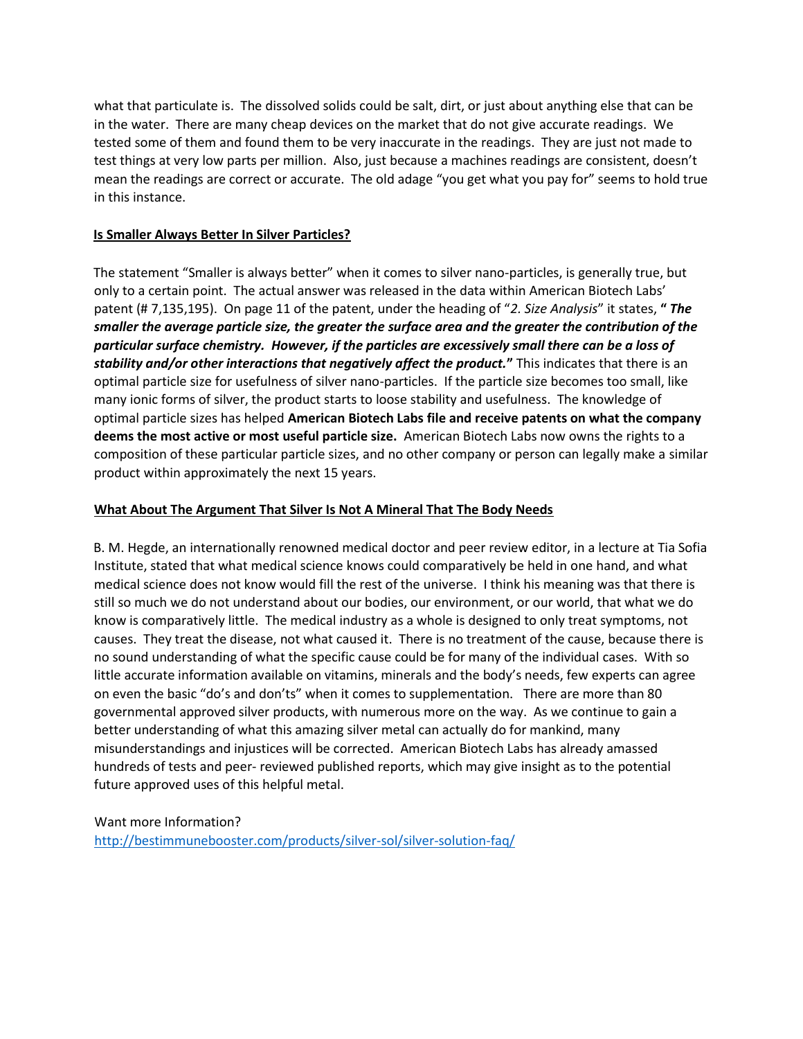what that particulate is. The dissolved solids could be salt, dirt, or just about anything else that can be in the water. There are many cheap devices on the market that do not give accurate readings. We tested some of them and found them to be very inaccurate in the readings. They are just not made to test things at very low parts per million. Also, just because a machines readings are consistent, doesn't mean the readings are correct or accurate. The old adage "you get what you pay for" seems to hold true in this instance.

## Is Smaller Always Better In Silver Particles?

The statement "Smaller is always better" when it comes to silver nano-particles, is generally true, but only to a certain point. The actual answer was released in the data within American Biotech Labs' patent (# 7,135,195). On page 11 of the patent, under the heading of "*2. Size Analysis*" it states, **"*The smaller the average particle size, the greater the surface area and the greater the contribution of the particular surface chemistry. However, if the particles are excessively small there can be a loss of stability and/or other interactions that negatively affect the product.*"** This indicates that there is an optimal particle size for usefulness of silver nano-particles. If the particle size becomes too small, like many ionic forms of silver, the product starts to loose stability and usefulness. The knowledge of optimal particle sizes has helped **American Biotech Labs file and receive patents on what the company deems the most active or most useful particle size.** American Biotech Labs now owns the rights to a composition of these particular particle sizes, and no other company or person can legally make a similar product within approximately the next 15 years.

## What About The Argument That Silver Is Not A Mineral That The Body Needs

B. M. Hegde, an internationally renowned medical doctor and peer review editor, in a lecture at Tia Sofia Institute, stated that what medical science knows could comparatively be held in one hand, and what medical science does not know would fill the rest of the universe. I think his meaning was that there is still so much we do not understand about our bodies, our environment, or our world, that what we do know is comparatively little. The medical industry as a whole is designed to only treat symptoms, not causes. They treat the disease, not what caused it. There is no treatment of the cause, because there is no sound understanding of what the specific cause could be for many of the individual cases. With so little accurate information available on vitamins, minerals and the body's needs, few experts can agree on even the basic "do's and don'ts" when it comes to supplementation. There are more than 80 governmental approved silver products, with numerous more on the way. As we continue to gain a better understanding of what this amazing silver metal can actually do for mankind, many misunderstandings and injustices will be corrected. American Biotech Labs has already amassed hundreds of tests and peer- reviewed published reports, which may give insight as to the potential future approved uses of this helpful metal.

Want more Information?
http://bestimmunebooster.com/products/silver-sol/silver-solution-faq/